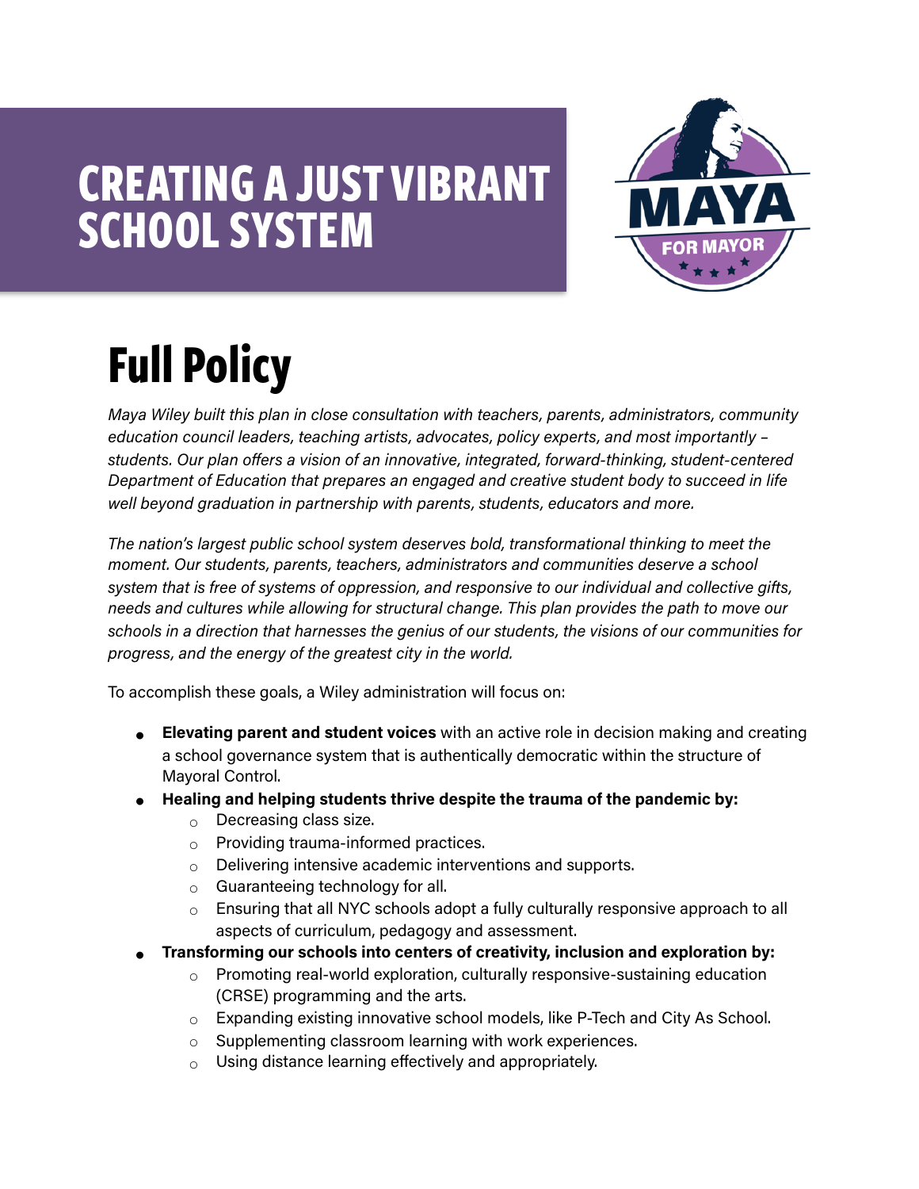# CREATING A JUST VIBRANT SCHOOL SYSTEM

MAYA FOR MAYOR

## Full Policy

*Maya Wiley built this plan in close consultation with teachers, parents, administrators, community education council leaders, teaching artists, advocates, policy experts, and most importantly – students. Our plan offers a vision of an innovative, integrated, forward-thinking, student-centered Department of Education that prepares an engaged and creative student body to succeed in life well beyond graduation in partnership with parents, students, educators and more.*

*The nation's largest public school system deserves bold, transformational thinking to meet the moment. Our students, parents, teachers, administrators and communities deserve a school system that is free of systems of oppression, and responsive to our individual and collective gifts, needs and cultures while allowing for structural change. This plan provides the path to move our schools in a direction that harnesses the genius of our students, the visions of our communities for progress, and the energy of the greatest city in the world.*

To accomplish these goals, a Wiley administration will focus on:

- **Elevating parent and student voices** with an active role in decision making and creating a school governance system that is authentically democratic within the structure of Mayoral Control.
- **Healing and helping students thrive despite the trauma of the pandemic by:**
  - Decreasing class size.
  - Providing trauma-informed practices.
  - Delivering intensive academic interventions and supports.
  - Guaranteeing technology for all.
  - Ensuring that all NYC schools adopt a fully culturally responsive approach to all aspects of curriculum, pedagogy and assessment.
- **Transforming our schools into centers of creativity, inclusion and exploration by:**
  - Promoting real-world exploration, culturally responsive-sustaining education (CRSE) programming and the arts.
  - Expanding existing innovative school models, like P-Tech and City As School.
  - Supplementing classroom learning with work experiences.
  - Using distance learning effectively and appropriately.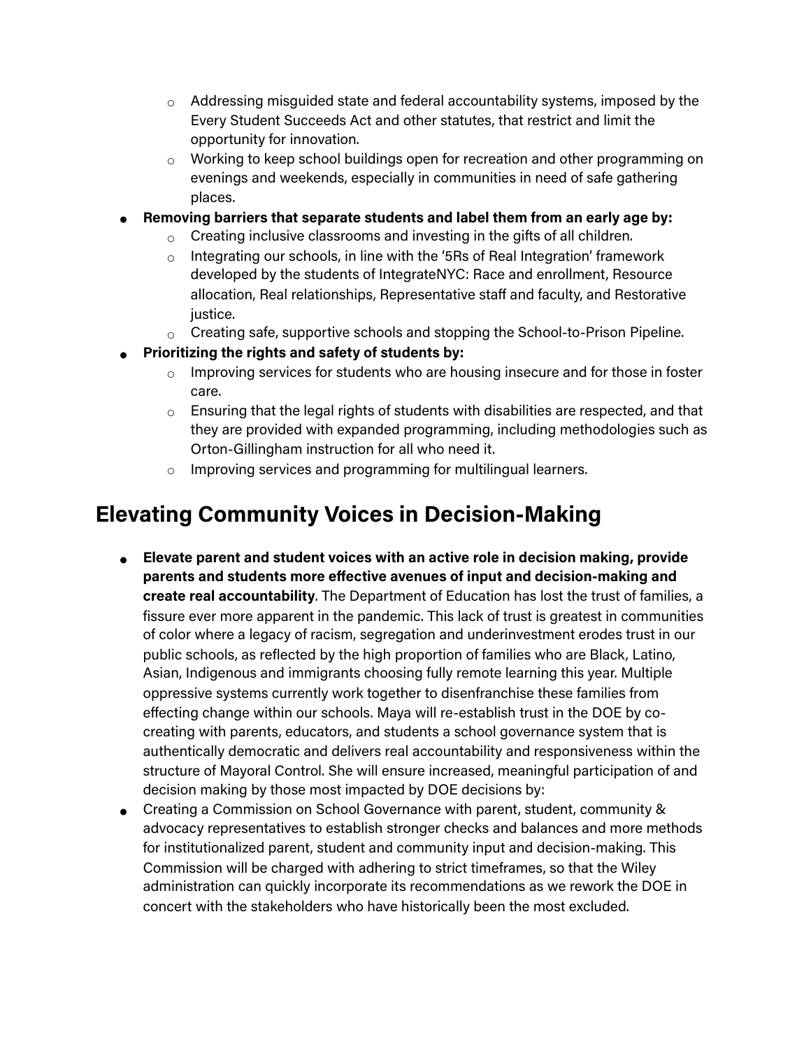- Addressing misguided state and federal accountability systems, imposed by the Every Student Succeeds Act and other statutes, that restrict and limit the opportunity for innovation.
  - Working to keep school buildings open for recreation and other programming on evenings and weekends, especially in communities in need of safe gathering places.
- **Removing barriers that separate students and label them from an early age by:**
  - Creating inclusive classrooms and investing in the gifts of all children.
  - Integrating our schools, in line with the '5Rs of Real Integration' framework developed by the students of IntegrateNYC: Race and enrollment, Resource allocation, Real relationships, Representative staff and faculty, and Restorative justice.
  - Creating safe, supportive schools and stopping the School-to-Prison Pipeline.
- **Prioritizing the rights and safety of students by:**
  - Improving services for students who are housing insecure and for those in foster care.
  - Ensuring that the legal rights of students with disabilities are respected, and that they are provided with expanded programming, including methodologies such as Orton-Gillingham instruction for all who need it.
  - Improving services and programming for multilingual learners.

## Elevating Community Voices in Decision-Making

- **Elevate parent and student voices with an active role in decision making, provide parents and students more effective avenues of input and decision-making and create real accountability**. The Department of Education has lost the trust of families, a fissure ever more apparent in the pandemic. This lack of trust is greatest in communities of color where a legacy of racism, segregation and underinvestment erodes trust in our public schools, as reflected by the high proportion of families who are Black, Latino, Asian, Indigenous and immigrants choosing fully remote learning this year. Multiple oppressive systems currently work together to disenfranchise these families from effecting change within our schools. Maya will re-establish trust in the DOE by co-creating with parents, educators, and students a school governance system that is authentically democratic and delivers real accountability and responsiveness within the structure of Mayoral Control. She will ensure increased, meaningful participation of and decision making by those most impacted by DOE decisions by:
- Creating a Commission on School Governance with parent, student, community & advocacy representatives to establish stronger checks and balances and more methods for institutionalized parent, student and community input and decision-making. This Commission will be charged with adhering to strict timeframes, so that the Wiley administration can quickly incorporate its recommendations as we rework the DOE in concert with the stakeholders who have historically been the most excluded.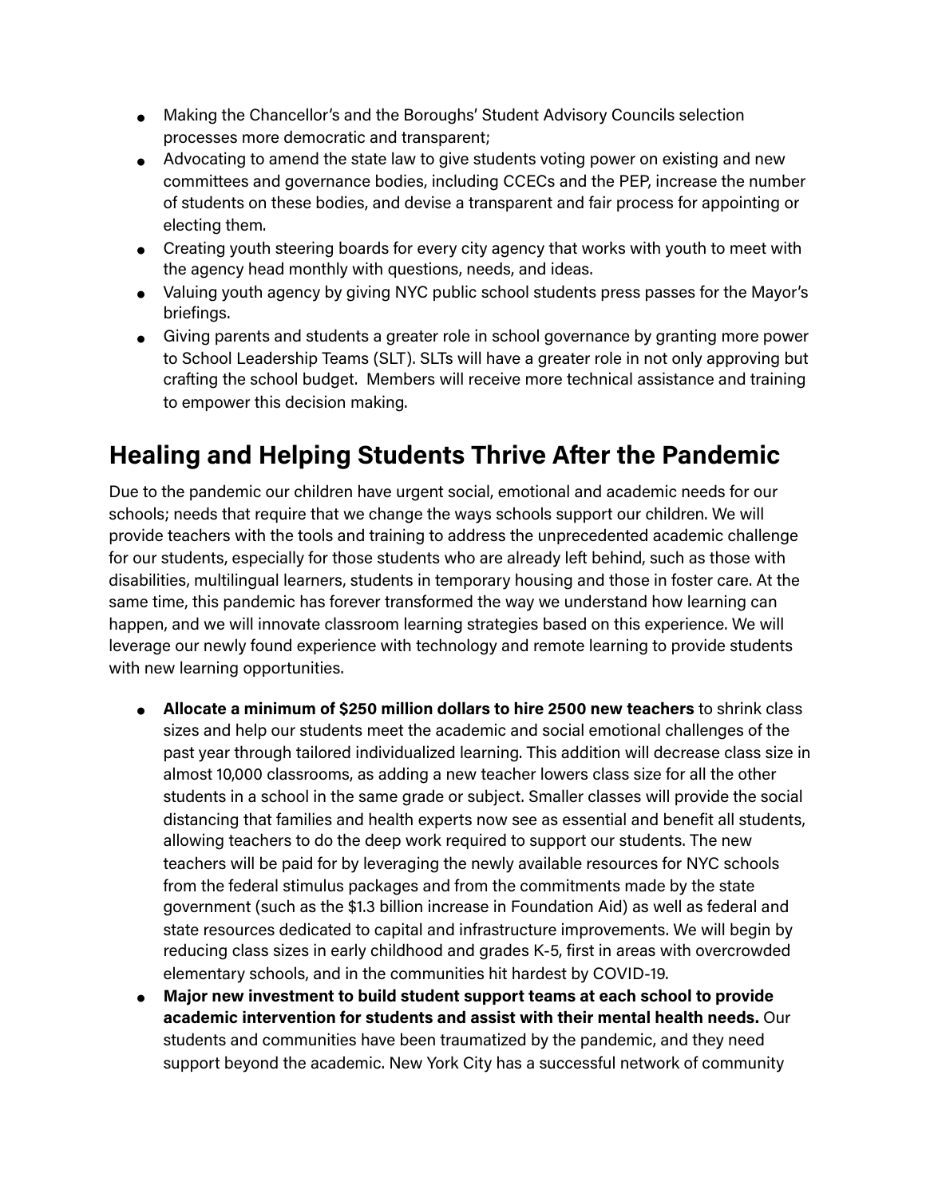- Making the Chancellor's and the Boroughs' Student Advisory Councils selection processes more democratic and transparent;
- Advocating to amend the state law to give students voting power on existing and new committees and governance bodies, including CCECs and the PEP, increase the number of students on these bodies, and devise a transparent and fair process for appointing or electing them.
- Creating youth steering boards for every city agency that works with youth to meet with the agency head monthly with questions, needs, and ideas.
- Valuing youth agency by giving NYC public school students press passes for the Mayor's briefings.
- Giving parents and students a greater role in school governance by granting more power to School Leadership Teams (SLT). SLTs will have a greater role in not only approving but crafting the school budget. Members will receive more technical assistance and training to empower this decision making.

## Healing and Helping Students Thrive After the Pandemic

Due to the pandemic our children have urgent social, emotional and academic needs for our schools; needs that require that we change the ways schools support our children. We will provide teachers with the tools and training to address the unprecedented academic challenge for our students, especially for those students who are already left behind, such as those with disabilities, multilingual learners, students in temporary housing and those in foster care. At the same time, this pandemic has forever transformed the way we understand how learning can happen, and we will innovate classroom learning strategies based on this experience. We will leverage our newly found experience with technology and remote learning to provide students with new learning opportunities.

- **Allocate a minimum of $250 million dollars to hire 2500 new teachers** to shrink class sizes and help our students meet the academic and social emotional challenges of the past year through tailored individualized learning. This addition will decrease class size in almost 10,000 classrooms, as adding a new teacher lowers class size for all the other students in a school in the same grade or subject. Smaller classes will provide the social distancing that families and health experts now see as essential and benefit all students, allowing teachers to do the deep work required to support our students. The new teachers will be paid for by leveraging the newly available resources for NYC schools from the federal stimulus packages and from the commitments made by the state government (such as the $1.3 billion increase in Foundation Aid) as well as federal and state resources dedicated to capital and infrastructure improvements. We will begin by reducing class sizes in early childhood and grades K-5, first in areas with overcrowded elementary schools, and in the communities hit hardest by COVID-19.
- **Major new investment to build student support teams at each school to provide academic intervention for students and assist with their mental health needs.** Our students and communities have been traumatized by the pandemic, and they need support beyond the academic. New York City has a successful network of community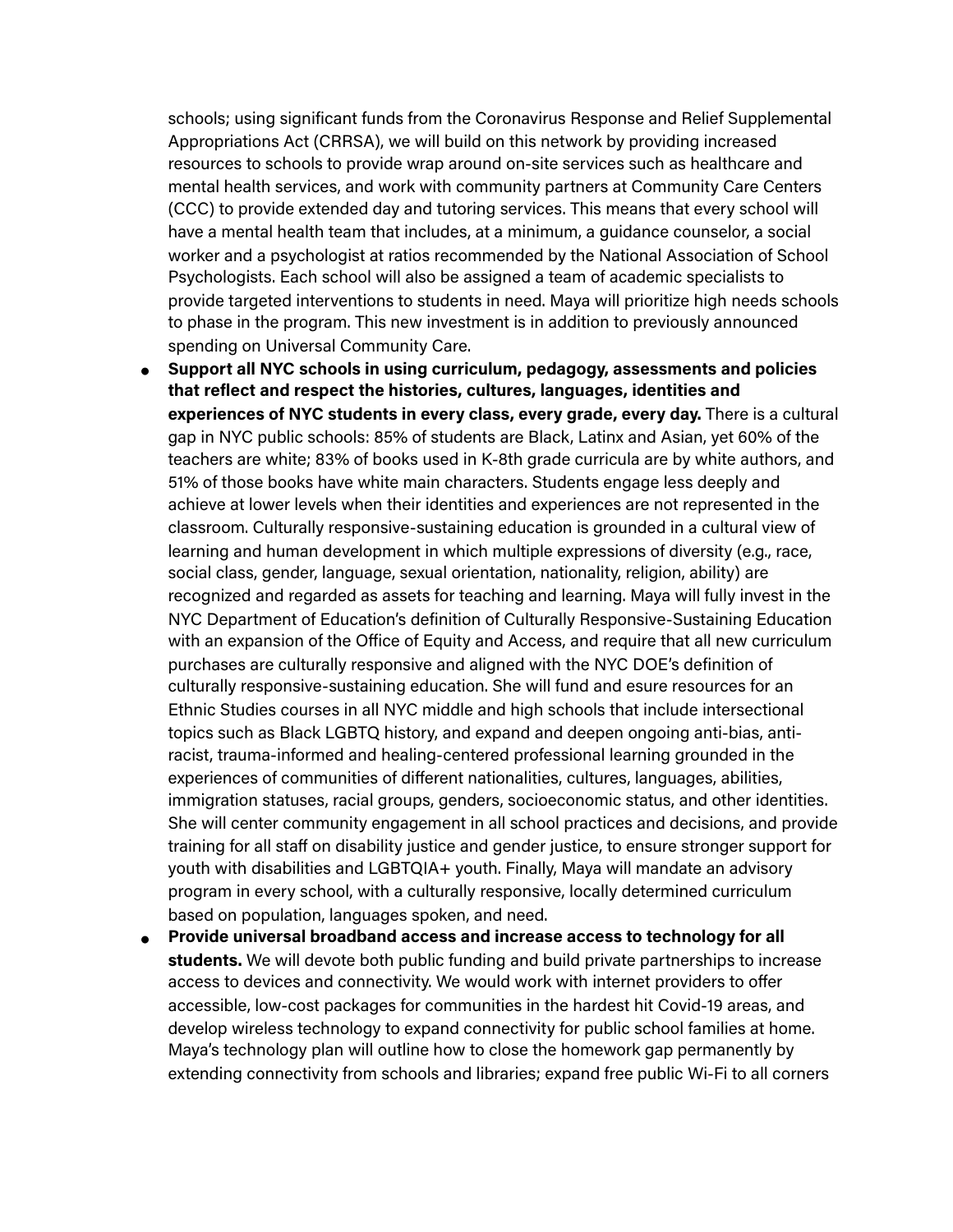schools; using significant funds from the Coronavirus Response and Relief Supplemental Appropriations Act (CRRSA), we will build on this network by providing increased resources to schools to provide wrap around on-site services such as healthcare and mental health services, and work with community partners at Community Care Centers (CCC) to provide extended day and tutoring services. This means that every school will have a mental health team that includes, at a minimum, a guidance counselor, a social worker and a psychologist at ratios recommended by the National Association of School Psychologists. Each school will also be assigned a team of academic specialists to provide targeted interventions to students in need. Maya will prioritize high needs schools to phase in the program. This new investment is in addition to previously announced spending on Universal Community Care.

- **Support all NYC schools in using curriculum, pedagogy, assessments and policies that reflect and respect the histories, cultures, languages, identities and experiences of NYC students in every class, every grade, every day.** There is a cultural gap in NYC public schools: 85% of students are Black, Latinx and Asian, yet 60% of the teachers are white; 83% of books used in K-8th grade curricula are by white authors, and 51% of those books have white main characters. Students engage less deeply and achieve at lower levels when their identities and experiences are not represented in the classroom. Culturally responsive-sustaining education is grounded in a cultural view of learning and human development in which multiple expressions of diversity (e.g., race, social class, gender, language, sexual orientation, nationality, religion, ability) are recognized and regarded as assets for teaching and learning. Maya will fully invest in the NYC Department of Education's definition of Culturally Responsive-Sustaining Education with an expansion of the Office of Equity and Access, and require that all new curriculum purchases are culturally responsive and aligned with the NYC DOE's definition of culturally responsive-sustaining education. She will fund and esure resources for an Ethnic Studies courses in all NYC middle and high schools that include intersectional topics such as Black LGBTQ history, and expand and deepen ongoing anti-bias, anti-racist, trauma-informed and healing-centered professional learning grounded in the experiences of communities of different nationalities, cultures, languages, abilities, immigration statuses, racial groups, genders, socioeconomic status, and other identities. She will center community engagement in all school practices and decisions, and provide training for all staff on disability justice and gender justice, to ensure stronger support for youth with disabilities and LGBTQIA+ youth. Finally, Maya will mandate an advisory program in every school, with a culturally responsive, locally determined curriculum based on population, languages spoken, and need.
- **Provide universal broadband access and increase access to technology for all students.** We will devote both public funding and build private partnerships to increase access to devices and connectivity. We would work with internet providers to offer accessible, low-cost packages for communities in the hardest hit Covid-19 areas, and develop wireless technology to expand connectivity for public school families at home. Maya's technology plan will outline how to close the homework gap permanently by extending connectivity from schools and libraries; expand free public Wi-Fi to all corners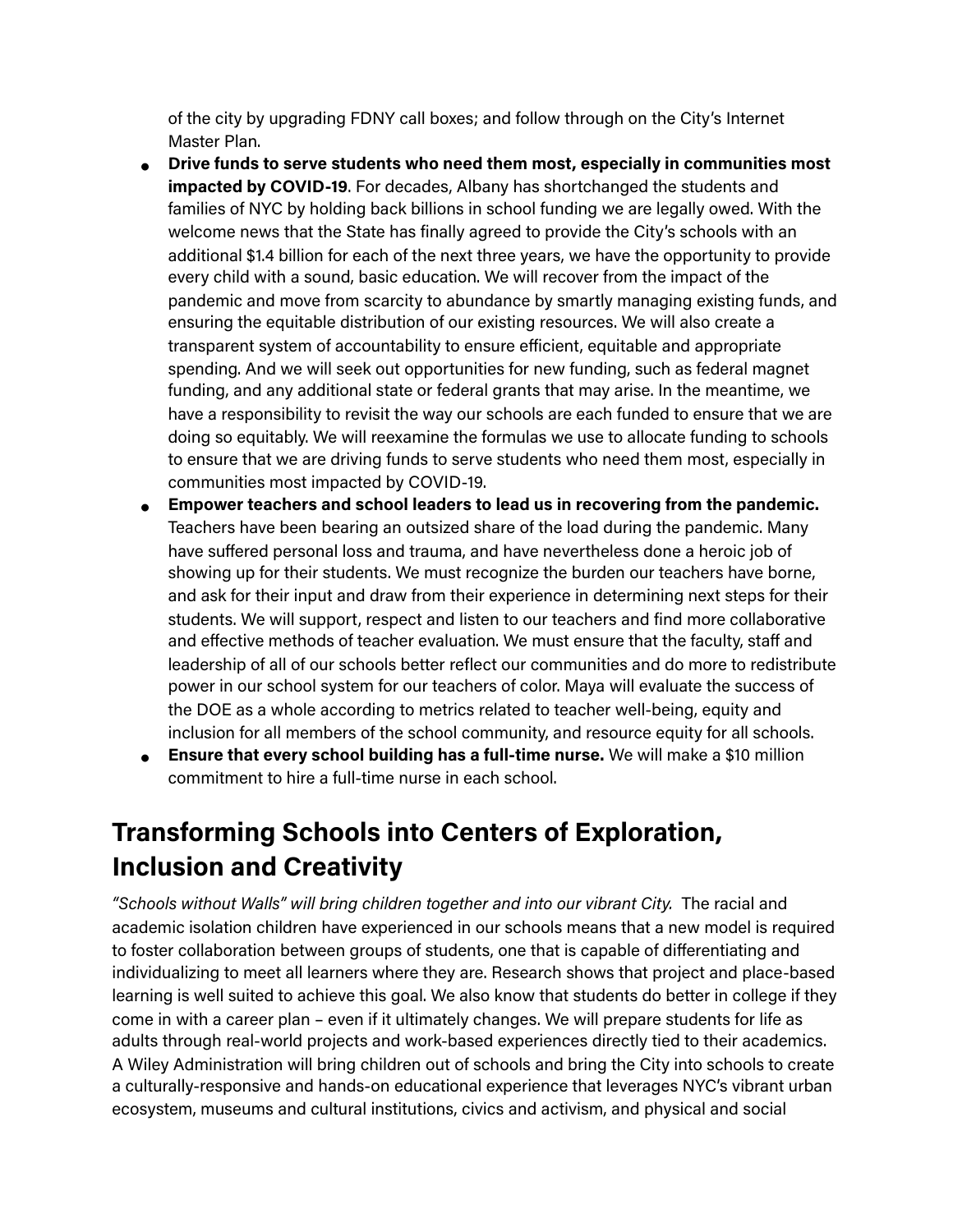of the city by upgrading FDNY call boxes; and follow through on the City's Internet Master Plan.

- **Drive funds to serve students who need them most, especially in communities most impacted by COVID-19**. For decades, Albany has shortchanged the students and families of NYC by holding back billions in school funding we are legally owed. With the welcome news that the State has finally agreed to provide the City's schools with an additional $1.4 billion for each of the next three years, we have the opportunity to provide every child with a sound, basic education. We will recover from the impact of the pandemic and move from scarcity to abundance by smartly managing existing funds, and ensuring the equitable distribution of our existing resources. We will also create a transparent system of accountability to ensure efficient, equitable and appropriate spending. And we will seek out opportunities for new funding, such as federal magnet funding, and any additional state or federal grants that may arise. In the meantime, we have a responsibility to revisit the way our schools are each funded to ensure that we are doing so equitably. We will reexamine the formulas we use to allocate funding to schools to ensure that we are driving funds to serve students who need them most, especially in communities most impacted by COVID-19.
- **Empower teachers and school leaders to lead us in recovering from the pandemic.** Teachers have been bearing an outsized share of the load during the pandemic. Many have suffered personal loss and trauma, and have nevertheless done a heroic job of showing up for their students. We must recognize the burden our teachers have borne, and ask for their input and draw from their experience in determining next steps for their students. We will support, respect and listen to our teachers and find more collaborative and effective methods of teacher evaluation. We must ensure that the faculty, staff and leadership of all of our schools better reflect our communities and do more to redistribute power in our school system for our teachers of color. Maya will evaluate the success of the DOE as a whole according to metrics related to teacher well-being, equity and inclusion for all members of the school community, and resource equity for all schools.
- **Ensure that every school building has a full-time nurse.** We will make a $10 million commitment to hire a full-time nurse in each school.

## Transforming Schools into Centers of Exploration, Inclusion and Creativity

*"Schools without Walls" will bring children together and into our vibrant City.* The racial and academic isolation children have experienced in our schools means that a new model is required to foster collaboration between groups of students, one that is capable of differentiating and individualizing to meet all learners where they are. Research shows that project and place-based learning is well suited to achieve this goal. We also know that students do better in college if they come in with a career plan – even if it ultimately changes. We will prepare students for life as adults through real-world projects and work-based experiences directly tied to their academics. A Wiley Administration will bring children out of schools and bring the City into schools to create a culturally-responsive and hands-on educational experience that leverages NYC's vibrant urban ecosystem, museums and cultural institutions, civics and activism, and physical and social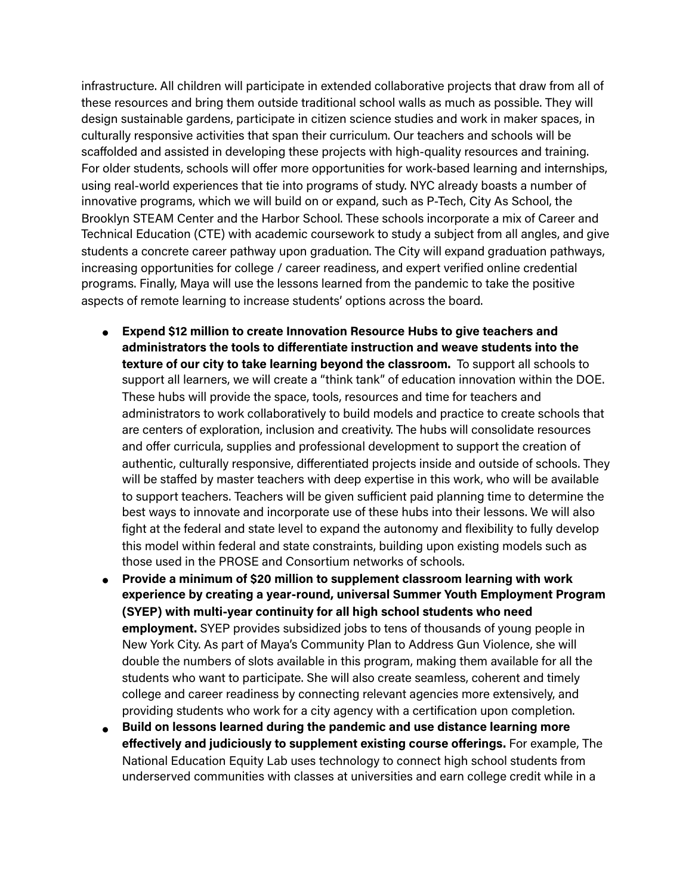infrastructure. All children will participate in extended collaborative projects that draw from all of these resources and bring them outside traditional school walls as much as possible. They will design sustainable gardens, participate in citizen science studies and work in maker spaces, in culturally responsive activities that span their curriculum. Our teachers and schools will be scaffolded and assisted in developing these projects with high-quality resources and training. For older students, schools will offer more opportunities for work-based learning and internships, using real-world experiences that tie into programs of study. NYC already boasts a number of innovative programs, which we will build on or expand, such as P-Tech, City As School, the Brooklyn STEAM Center and the Harbor School. These schools incorporate a mix of Career and Technical Education (CTE) with academic coursework to study a subject from all angles, and give students a concrete career pathway upon graduation. The City will expand graduation pathways, increasing opportunities for college / career readiness, and expert verified online credential programs. Finally, Maya will use the lessons learned from the pandemic to take the positive aspects of remote learning to increase students' options across the board.

- **Expend $12 million to create Innovation Resource Hubs to give teachers and administrators the tools to differentiate instruction and weave students into the texture of our city to take learning beyond the classroom.** To support all schools to support all learners, we will create a "think tank" of education innovation within the DOE. These hubs will provide the space, tools, resources and time for teachers and administrators to work collaboratively to build models and practice to create schools that are centers of exploration, inclusion and creativity. The hubs will consolidate resources and offer curricula, supplies and professional development to support the creation of authentic, culturally responsive, differentiated projects inside and outside of schools. They will be staffed by master teachers with deep expertise in this work, who will be available to support teachers. Teachers will be given sufficient paid planning time to determine the best ways to innovate and incorporate use of these hubs into their lessons. We will also fight at the federal and state level to expand the autonomy and flexibility to fully develop this model within federal and state constraints, building upon existing models such as those used in the PROSE and Consortium networks of schools.
- **Provide a minimum of $20 million to supplement classroom learning with work experience by creating a year-round, universal Summer Youth Employment Program (SYEP) with multi-year continuity for all high school students who need employment.** SYEP provides subsidized jobs to tens of thousands of young people in New York City. As part of Maya's Community Plan to Address Gun Violence, she will double the numbers of slots available in this program, making them available for all the students who want to participate. She will also create seamless, coherent and timely college and career readiness by connecting relevant agencies more extensively, and providing students who work for a city agency with a certification upon completion.
- **Build on lessons learned during the pandemic and use distance learning more effectively and judiciously to supplement existing course offerings.** For example, The National Education Equity Lab uses technology to connect high school students from underserved communities with classes at universities and earn college credit while in a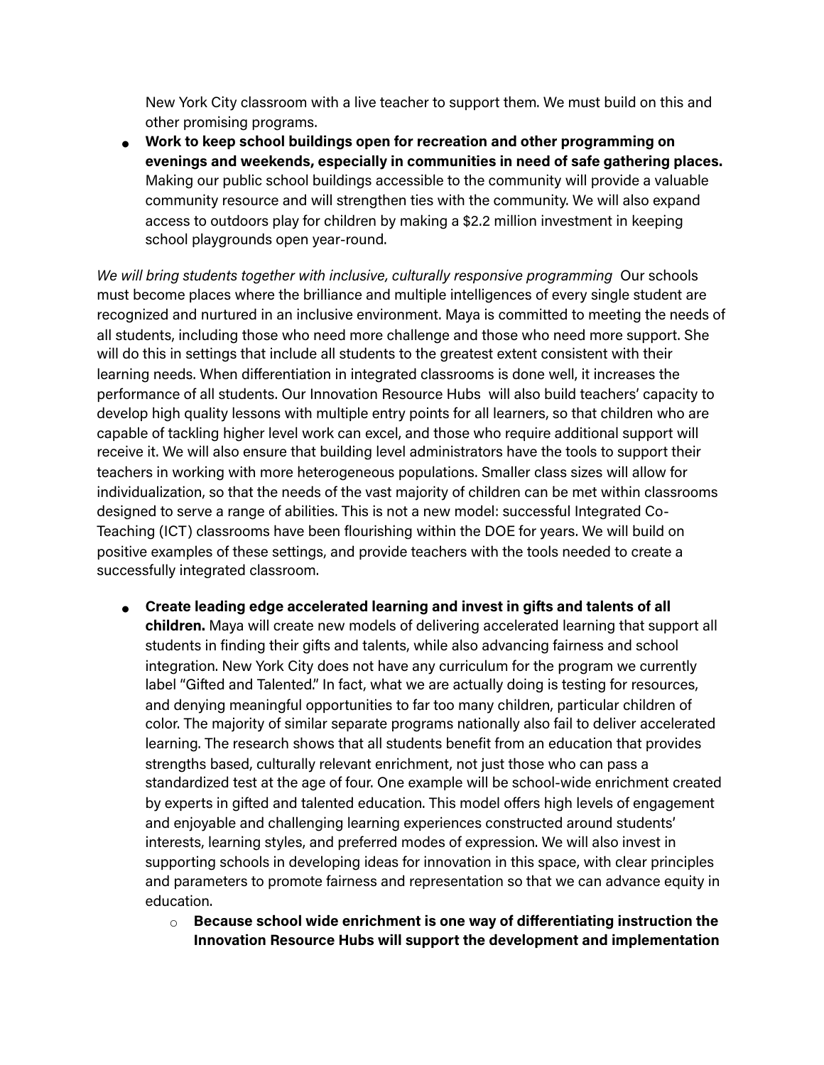New York City classroom with a live teacher to support them. We must build on this and other promising programs.

- **Work to keep school buildings open for recreation and other programming on evenings and weekends, especially in communities in need of safe gathering places.** Making our public school buildings accessible to the community will provide a valuable community resource and will strengthen ties with the community. We will also expand access to outdoors play for children by making a $2.2 million investment in keeping school playgrounds open year-round.

*We will bring students together with inclusive, culturally responsive programming* Our schools must become places where the brilliance and multiple intelligences of every single student are recognized and nurtured in an inclusive environment. Maya is committed to meeting the needs of all students, including those who need more challenge and those who need more support. She will do this in settings that include all students to the greatest extent consistent with their learning needs. When differentiation in integrated classrooms is done well, it increases the performance of all students. Our Innovation Resource Hubs will also build teachers' capacity to develop high quality lessons with multiple entry points for all learners, so that children who are capable of tackling higher level work can excel, and those who require additional support will receive it. We will also ensure that building level administrators have the tools to support their teachers in working with more heterogeneous populations. Smaller class sizes will allow for individualization, so that the needs of the vast majority of children can be met within classrooms designed to serve a range of abilities. This is not a new model: successful Integrated Co-Teaching (ICT) classrooms have been flourishing within the DOE for years. We will build on positive examples of these settings, and provide teachers with the tools needed to create a successfully integrated classroom.

- **Create leading edge accelerated learning and invest in gifts and talents of all children.** Maya will create new models of delivering accelerated learning that support all students in finding their gifts and talents, while also advancing fairness and school integration. New York City does not have any curriculum for the program we currently label "Gifted and Talented." In fact, what we are actually doing is testing for resources, and denying meaningful opportunities to far too many children, particular children of color. The majority of similar separate programs nationally also fail to deliver accelerated learning. The research shows that all students benefit from an education that provides strengths based, culturally relevant enrichment, not just those who can pass a standardized test at the age of four. One example will be school-wide enrichment created by experts in gifted and talented education. This model offers high levels of engagement and enjoyable and challenging learning experiences constructed around students' interests, learning styles, and preferred modes of expression. We will also invest in supporting schools in developing ideas for innovation in this space, with clear principles and parameters to promote fairness and representation so that we can advance equity in education.
  - **Because school wide enrichment is one way of differentiating instruction the Innovation Resource Hubs will support the development and implementation**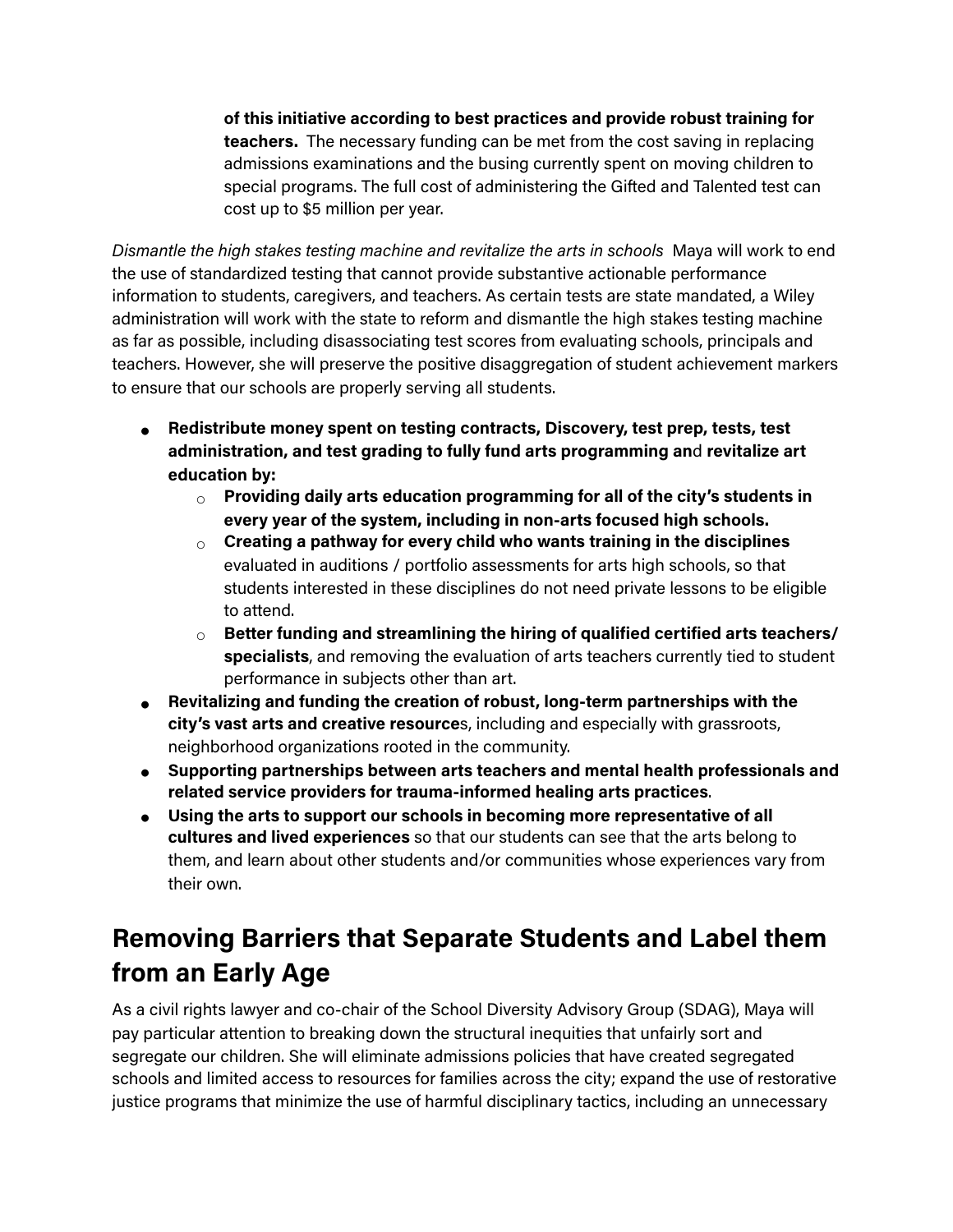**of this initiative according to best practices and provide robust training for teachers.** The necessary funding can be met from the cost saving in replacing admissions examinations and the busing currently spent on moving children to special programs. The full cost of administering the Gifted and Talented test can cost up to $5 million per year.

*Dismantle the high stakes testing machine and revitalize the arts in schools* Maya will work to end the use of standardized testing that cannot provide substantive actionable performance information to students, caregivers, and teachers. As certain tests are state mandated, a Wiley administration will work with the state to reform and dismantle the high stakes testing machine as far as possible, including disassociating test scores from evaluating schools, principals and teachers. However, she will preserve the positive disaggregation of student achievement markers to ensure that our schools are properly serving all students.

- **Redistribute money spent on testing contracts, Discovery, test prep, tests, test administration, and test grading to fully fund arts programming an**d **revitalize art education by:**
  - **Providing daily arts education programming for all of the city's students in every year of the system, including in non-arts focused high schools.**
  - **Creating a pathway for every child who wants training in the disciplines** evaluated in auditions / portfolio assessments for arts high schools, so that students interested in these disciplines do not need private lessons to be eligible to attend.
  - **Better funding and streamlining the hiring of qualified certified arts teachers/ specialists**, and removing the evaluation of arts teachers currently tied to student performance in subjects other than art.
- **Revitalizing and funding the creation of robust, long-term partnerships with the city's vast arts and creative resource**s, including and especially with grassroots, neighborhood organizations rooted in the community.
- **Supporting partnerships between arts teachers and mental health professionals and related service providers for trauma-informed healing arts practices**.
- **Using the arts to support our schools in becoming more representative of all cultures and lived experiences** so that our students can see that the arts belong to them, and learn about other students and/or communities whose experiences vary from their own.

## Removing Barriers that Separate Students and Label them from an Early Age

As a civil rights lawyer and co-chair of the School Diversity Advisory Group (SDAG), Maya will pay particular attention to breaking down the structural inequities that unfairly sort and segregate our children. She will eliminate admissions policies that have created segregated schools and limited access to resources for families across the city; expand the use of restorative justice programs that minimize the use of harmful disciplinary tactics, including an unnecessary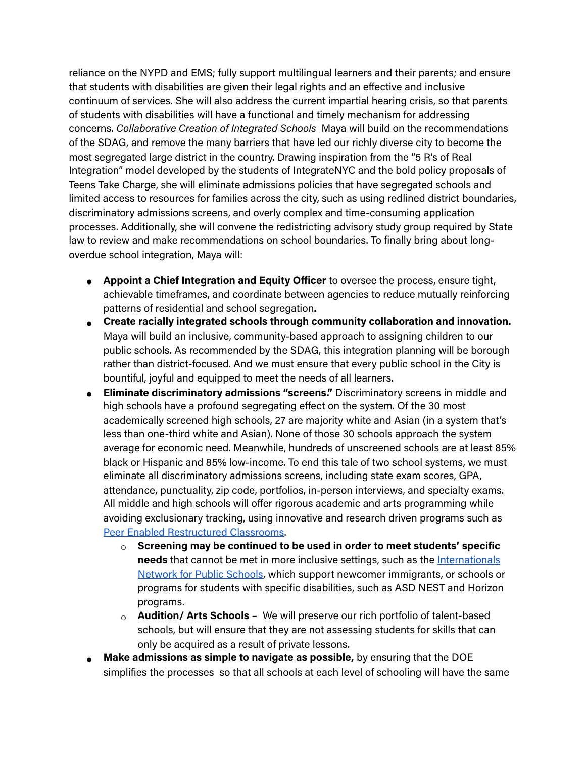reliance on the NYPD and EMS; fully support multilingual learners and their parents; and ensure that students with disabilities are given their legal rights and an effective and inclusive continuum of services. She will also address the current impartial hearing crisis, so that parents of students with disabilities will have a functional and timely mechanism for addressing concerns. *Collaborative Creation of Integrated Schools* Maya will build on the recommendations of the SDAG, and remove the many barriers that have led our richly diverse city to become the most segregated large district in the country. Drawing inspiration from the "5 R's of Real Integration" model developed by the students of IntegrateNYC and the bold policy proposals of Teens Take Charge, she will eliminate admissions policies that have segregated schools and limited access to resources for families across the city, such as using redlined district boundaries, discriminatory admissions screens, and overly complex and time-consuming application processes. Additionally, she will convene the redistricting advisory study group required by State law to review and make recommendations on school boundaries. To finally bring about long-overdue school integration, Maya will:

- **Appoint a Chief Integration and Equity Officer** to oversee the process, ensure tight, achievable timeframes, and coordinate between agencies to reduce mutually reinforcing patterns of residential and school segregation**.**
- **Create racially integrated schools through community collaboration and innovation.** Maya will build an inclusive, community-based approach to assigning children to our public schools. As recommended by the SDAG, this integration planning will be borough rather than district-focused. And we must ensure that every public school in the City is bountiful, joyful and equipped to meet the needs of all learners.
- **Eliminate discriminatory admissions "screens."** Discriminatory screens in middle and high schools have a profound segregating effect on the system. Of the 30 most academically screened high schools, 27 are majority white and Asian (in a system that's less than one-third white and Asian). None of those 30 schools approach the system average for economic need. Meanwhile, hundreds of unscreened schools are at least 85% black or Hispanic and 85% low-income. To end this tale of two school systems, we must eliminate all discriminatory admissions screens, including state exam scores, GPA, attendance, punctuality, zip code, portfolios, in-person interviews, and specialty exams. All middle and high schools will offer rigorous academic and arts programming while avoiding exclusionary tracking, using innovative and research driven programs such as Peer Enabled Restructured Classrooms.
  - **Screening may be continued to be used in order to meet students' specific needs** that cannot be met in more inclusive settings, such as the Internationals Network for Public Schools, which support newcomer immigrants, or schools or programs for students with specific disabilities, such as ASD NEST and Horizon programs.
  - **Audition/ Arts Schools** – We will preserve our rich portfolio of talent-based schools, but will ensure that they are not assessing students for skills that can only be acquired as a result of private lessons.
- **Make admissions as simple to navigate as possible,** by ensuring that the DOE simplifies the processes so that all schools at each level of schooling will have the same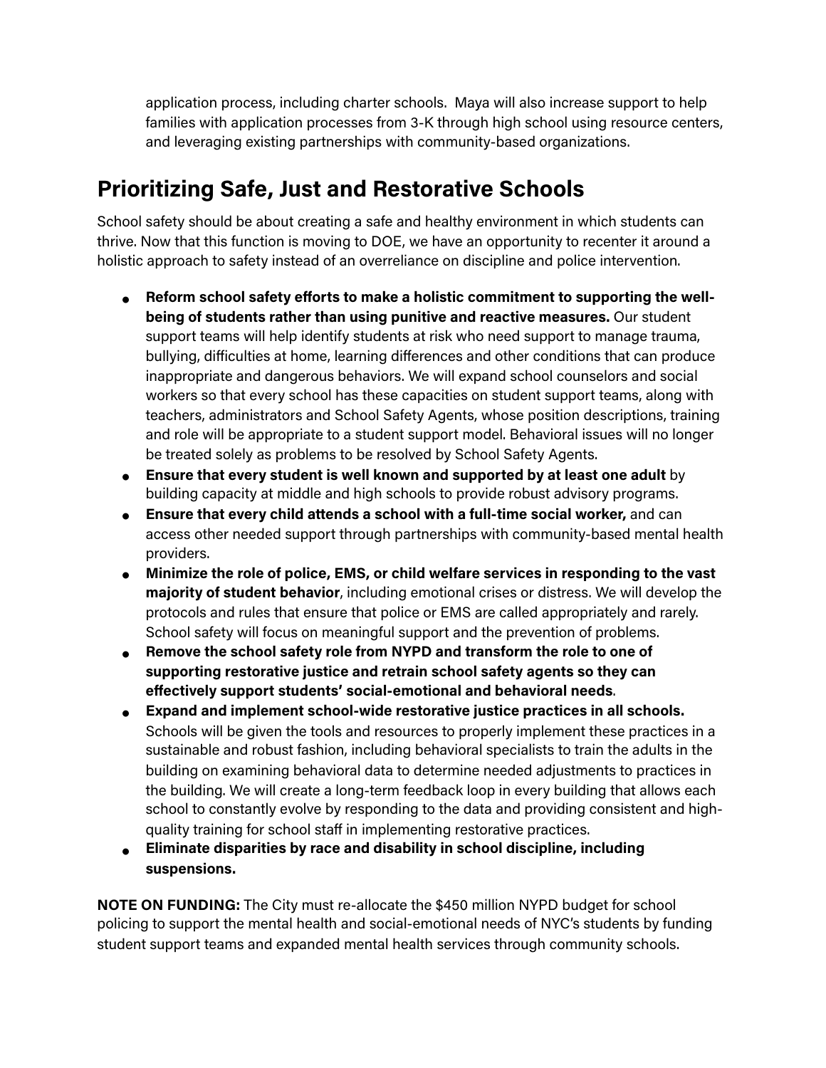application process, including charter schools. Maya will also increase support to help families with application processes from 3-K through high school using resource centers, and leveraging existing partnerships with community-based organizations.

## Prioritizing Safe, Just and Restorative Schools

School safety should be about creating a safe and healthy environment in which students can thrive. Now that this function is moving to DOE, we have an opportunity to recenter it around a holistic approach to safety instead of an overreliance on discipline and police intervention.

- **Reform school safety efforts to make a holistic commitment to supporting the well-being of students rather than using punitive and reactive measures.** Our student support teams will help identify students at risk who need support to manage trauma, bullying, difficulties at home, learning differences and other conditions that can produce inappropriate and dangerous behaviors. We will expand school counselors and social workers so that every school has these capacities on student support teams, along with teachers, administrators and School Safety Agents, whose position descriptions, training and role will be appropriate to a student support model. Behavioral issues will no longer be treated solely as problems to be resolved by School Safety Agents.
- **Ensure that every student is well known and supported by at least one adult** by building capacity at middle and high schools to provide robust advisory programs.
- **Ensure that every child attends a school with a full-time social worker,** and can access other needed support through partnerships with community-based mental health providers.
- **Minimize the role of police, EMS, or child welfare services in responding to the vast majority of student behavior**, including emotional crises or distress. We will develop the protocols and rules that ensure that police or EMS are called appropriately and rarely. School safety will focus on meaningful support and the prevention of problems.
- **Remove the school safety role from NYPD and transform the role to one of supporting restorative justice and retrain school safety agents so they can effectively support students' social-emotional and behavioral needs**.
- **Expand and implement school-wide restorative justice practices in all schools.** Schools will be given the tools and resources to properly implement these practices in a sustainable and robust fashion, including behavioral specialists to train the adults in the building on examining behavioral data to determine needed adjustments to practices in the building. We will create a long-term feedback loop in every building that allows each school to constantly evolve by responding to the data and providing consistent and high-quality training for school staff in implementing restorative practices.
- **Eliminate disparities by race and disability in school discipline, including suspensions.**

**NOTE ON FUNDING:** The City must re-allocate the $450 million NYPD budget for school policing to support the mental health and social-emotional needs of NYC's students by funding student support teams and expanded mental health services through community schools.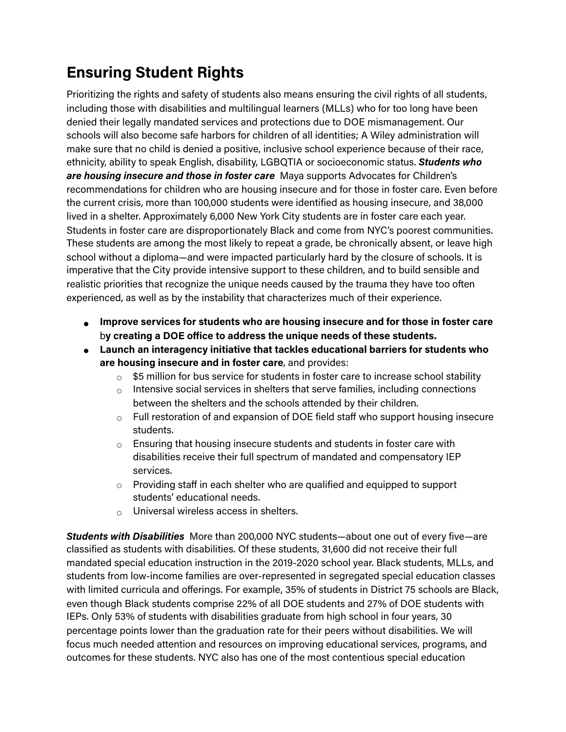## Ensuring Student Rights

Prioritizing the rights and safety of students also means ensuring the civil rights of all students, including those with disabilities and multilingual learners (MLLs) who for too long have been denied their legally mandated services and protections due to DOE mismanagement. Our schools will also become safe harbors for children of all identities; A Wiley administration will make sure that no child is denied a positive, inclusive school experience because of their race, ethnicity, ability to speak English, disability, LGBQTIA or socioeconomic status. ***Students who are housing insecure and those in foster care*** Maya supports Advocates for Children's recommendations for children who are housing insecure and for those in foster care. Even before the current crisis, more than 100,000 students were identified as housing insecure, and 38,000 lived in a shelter. Approximately 6,000 New York City students are in foster care each year. Students in foster care are disproportionately Black and come from NYC's poorest communities. These students are among the most likely to repeat a grade, be chronically absent, or leave high school without a diploma—and were impacted particularly hard by the closure of schools. It is imperative that the City provide intensive support to these children, and to build sensible and realistic priorities that recognize the unique needs caused by the trauma they have too often experienced, as well as by the instability that characterizes much of their experience.

- **Improve services for students who are housing insecure and for those in foster care** b**y creating a DOE office to address the unique needs of these students.**
- **Launch an interagency initiative that tackles educational barriers for students who are housing insecure and in foster care**, and provides:
  - $5 million for bus service for students in foster care to increase school stability
  - Intensive social services in shelters that serve families, including connections between the shelters and the schools attended by their children.
  - Full restoration of and expansion of DOE field staff who support housing insecure students.
  - Ensuring that housing insecure students and students in foster care with disabilities receive their full spectrum of mandated and compensatory IEP services.
  - Providing staff in each shelter who are qualified and equipped to support students' educational needs.
  - Universal wireless access in shelters.

***Students with Disabilities*** More than 200,000 NYC students—about one out of every five—are classified as students with disabilities. Of these students, 31,600 did not receive their full mandated special education instruction in the 2019-2020 school year. Black students, MLLs, and students from low-income families are over-represented in segregated special education classes with limited curricula and offerings. For example, 35% of students in District 75 schools are Black, even though Black students comprise 22% of all DOE students and 27% of DOE students with IEPs. Only 53% of students with disabilities graduate from high school in four years, 30 percentage points lower than the graduation rate for their peers without disabilities. We will focus much needed attention and resources on improving educational services, programs, and outcomes for these students. NYC also has one of the most contentious special education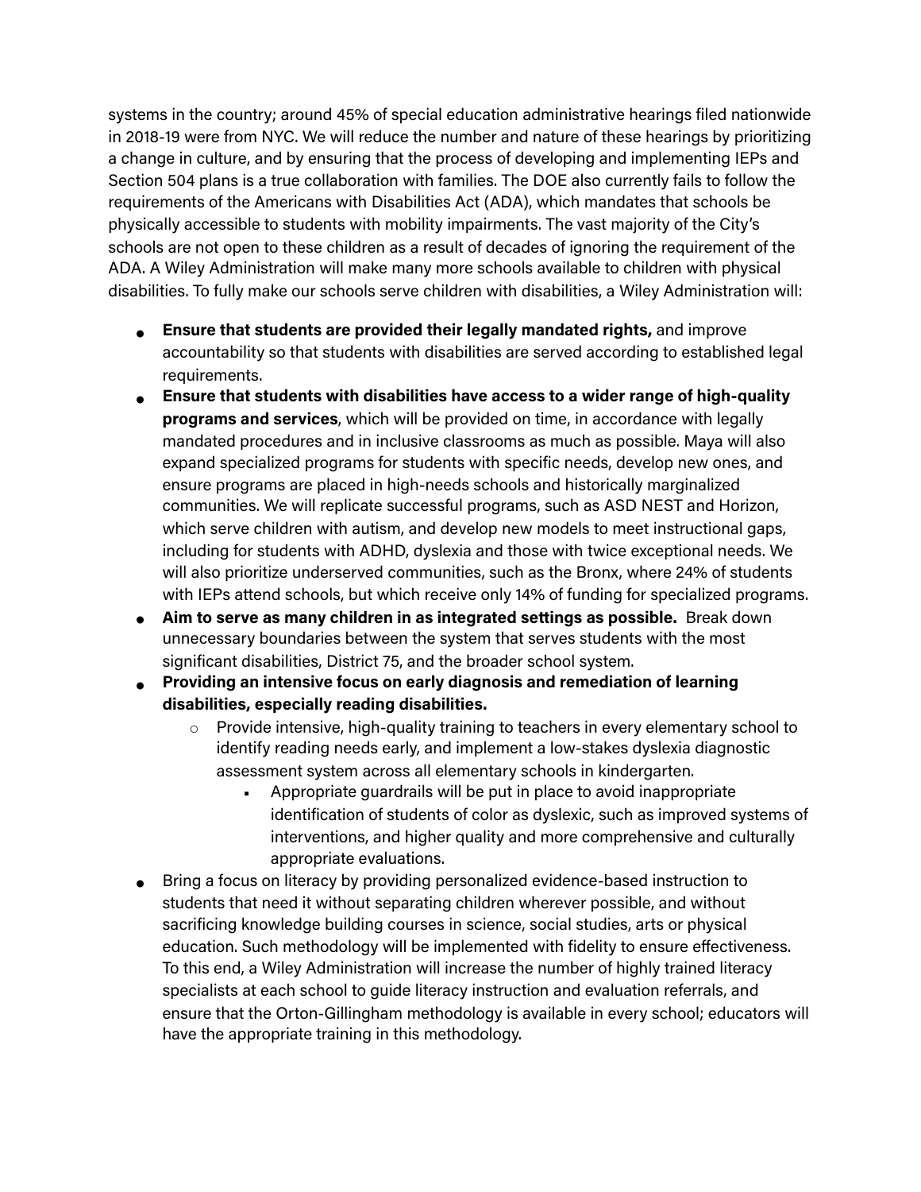systems in the country; around 45% of special education administrative hearings filed nationwide in 2018-19 were from NYC. We will reduce the number and nature of these hearings by prioritizing a change in culture, and by ensuring that the process of developing and implementing IEPs and Section 504 plans is a true collaboration with families. The DOE also currently fails to follow the requirements of the Americans with Disabilities Act (ADA), which mandates that schools be physically accessible to students with mobility impairments. The vast majority of the City's schools are not open to these children as a result of decades of ignoring the requirement of the ADA. A Wiley Administration will make many more schools available to children with physical disabilities. To fully make our schools serve children with disabilities, a Wiley Administration will:

- **Ensure that students are provided their legally mandated rights,** and improve accountability so that students with disabilities are served according to established legal requirements.
- **Ensure that students with disabilities have access to a wider range of high-quality programs and services**, which will be provided on time, in accordance with legally mandated procedures and in inclusive classrooms as much as possible. Maya will also expand specialized programs for students with specific needs, develop new ones, and ensure programs are placed in high-needs schools and historically marginalized communities. We will replicate successful programs, such as ASD NEST and Horizon, which serve children with autism, and develop new models to meet instructional gaps, including for students with ADHD, dyslexia and those with twice exceptional needs. We will also prioritize underserved communities, such as the Bronx, where 24% of students with IEPs attend schools, but which receive only 14% of funding for specialized programs.
- **Aim to serve as many children in as integrated settings as possible.** Break down unnecessary boundaries between the system that serves students with the most significant disabilities, District 75, and the broader school system.
- **Providing an intensive focus on early diagnosis and remediation of learning disabilities, especially reading disabilities.**
    - Provide intensive, high-quality training to teachers in every elementary school to identify reading needs early, and implement a low-stakes dyslexia diagnostic assessment system across all elementary schools in kindergarten.
        - Appropriate guardrails will be put in place to avoid inappropriate identification of students of color as dyslexic, such as improved systems of interventions, and higher quality and more comprehensive and culturally appropriate evaluations.
- Bring a focus on literacy by providing personalized evidence-based instruction to students that need it without separating children wherever possible, and without sacrificing knowledge building courses in science, social studies, arts or physical education. Such methodology will be implemented with fidelity to ensure effectiveness. To this end, a Wiley Administration will increase the number of highly trained literacy specialists at each school to guide literacy instruction and evaluation referrals, and ensure that the Orton-Gillingham methodology is available in every school; educators will have the appropriate training in this methodology.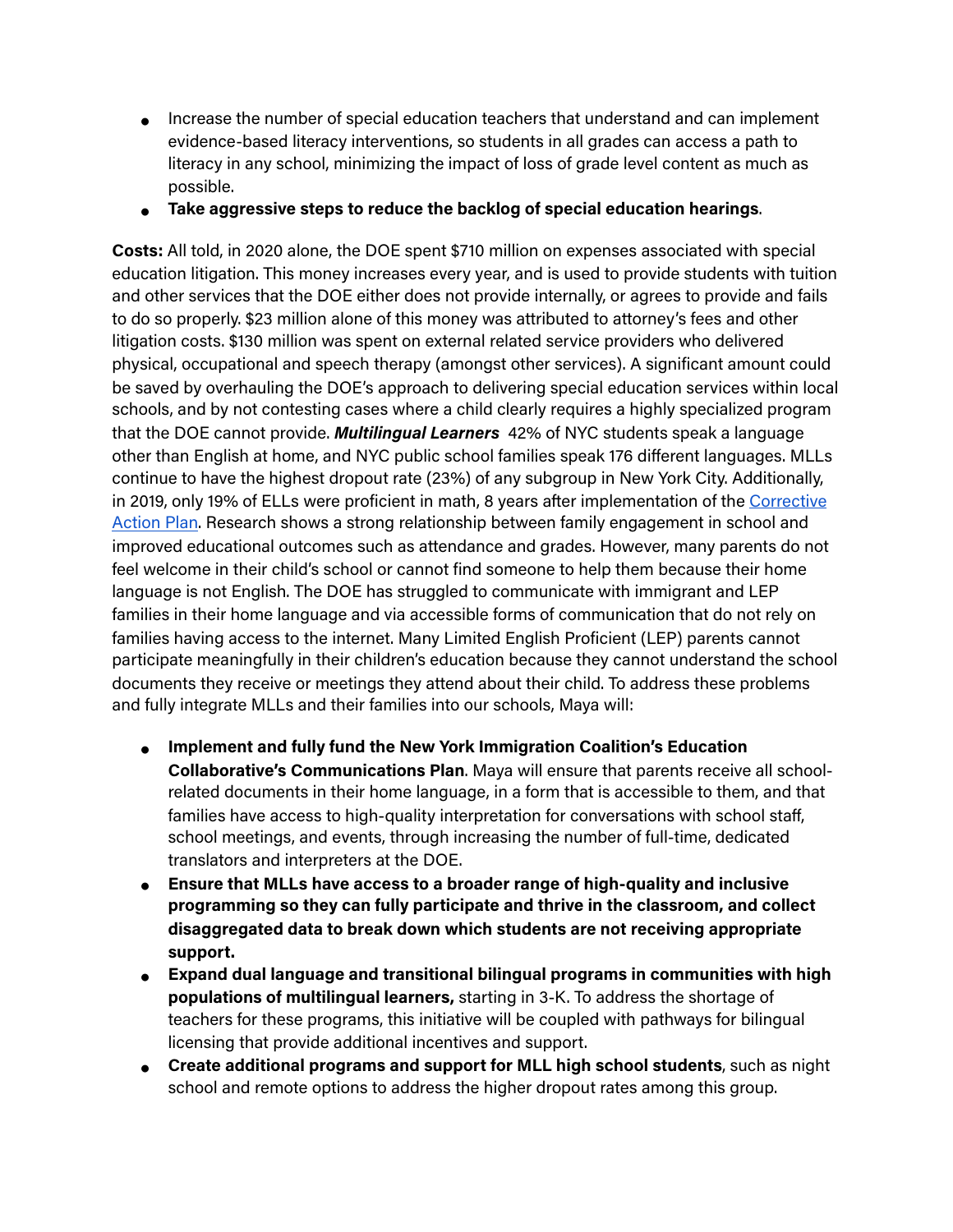- Increase the number of special education teachers that understand and can implement evidence-based literacy interventions, so students in all grades can access a path to literacy in any school, minimizing the impact of loss of grade level content as much as possible.
- **Take aggressive steps to reduce the backlog of special education hearings**.

**Costs:** All told, in 2020 alone, the DOE spent $710 million on expenses associated with special education litigation. This money increases every year, and is used to provide students with tuition and other services that the DOE either does not provide internally, or agrees to provide and fails to do so properly. $23 million alone of this money was attributed to attorney's fees and other litigation costs. $130 million was spent on external related service providers who delivered physical, occupational and speech therapy (amongst other services). A significant amount could be saved by overhauling the DOE's approach to delivering special education services within local schools, and by not contesting cases where a child clearly requires a highly specialized program that the DOE cannot provide. ***Multilingual Learners*** 42% of NYC students speak a language other than English at home, and NYC public school families speak 176 different languages. MLLs continue to have the highest dropout rate (23%) of any subgroup in New York City. Additionally, in 2019, only 19% of ELLs were proficient in math, 8 years after implementation of the Corrective Action Plan. Research shows a strong relationship between family engagement in school and improved educational outcomes such as attendance and grades. However, many parents do not feel welcome in their child's school or cannot find someone to help them because their home language is not English. The DOE has struggled to communicate with immigrant and LEP families in their home language and via accessible forms of communication that do not rely on families having access to the internet. Many Limited English Proficient (LEP) parents cannot participate meaningfully in their children's education because they cannot understand the school documents they receive or meetings they attend about their child. To address these problems and fully integrate MLLs and their families into our schools, Maya will:

- **Implement and fully fund the New York Immigration Coalition's Education Collaborative's Communications Plan**. Maya will ensure that parents receive all school-related documents in their home language, in a form that is accessible to them, and that families have access to high-quality interpretation for conversations with school staff, school meetings, and events, through increasing the number of full-time, dedicated translators and interpreters at the DOE.
- **Ensure that MLLs have access to a broader range of high-quality and inclusive programming so they can fully participate and thrive in the classroom, and collect disaggregated data to break down which students are not receiving appropriate support.**
- **Expand dual language and transitional bilingual programs in communities with high populations of multilingual learners,** starting in 3-K. To address the shortage of teachers for these programs, this initiative will be coupled with pathways for bilingual licensing that provide additional incentives and support.
- **Create additional programs and support for MLL high school students**, such as night school and remote options to address the higher dropout rates among this group.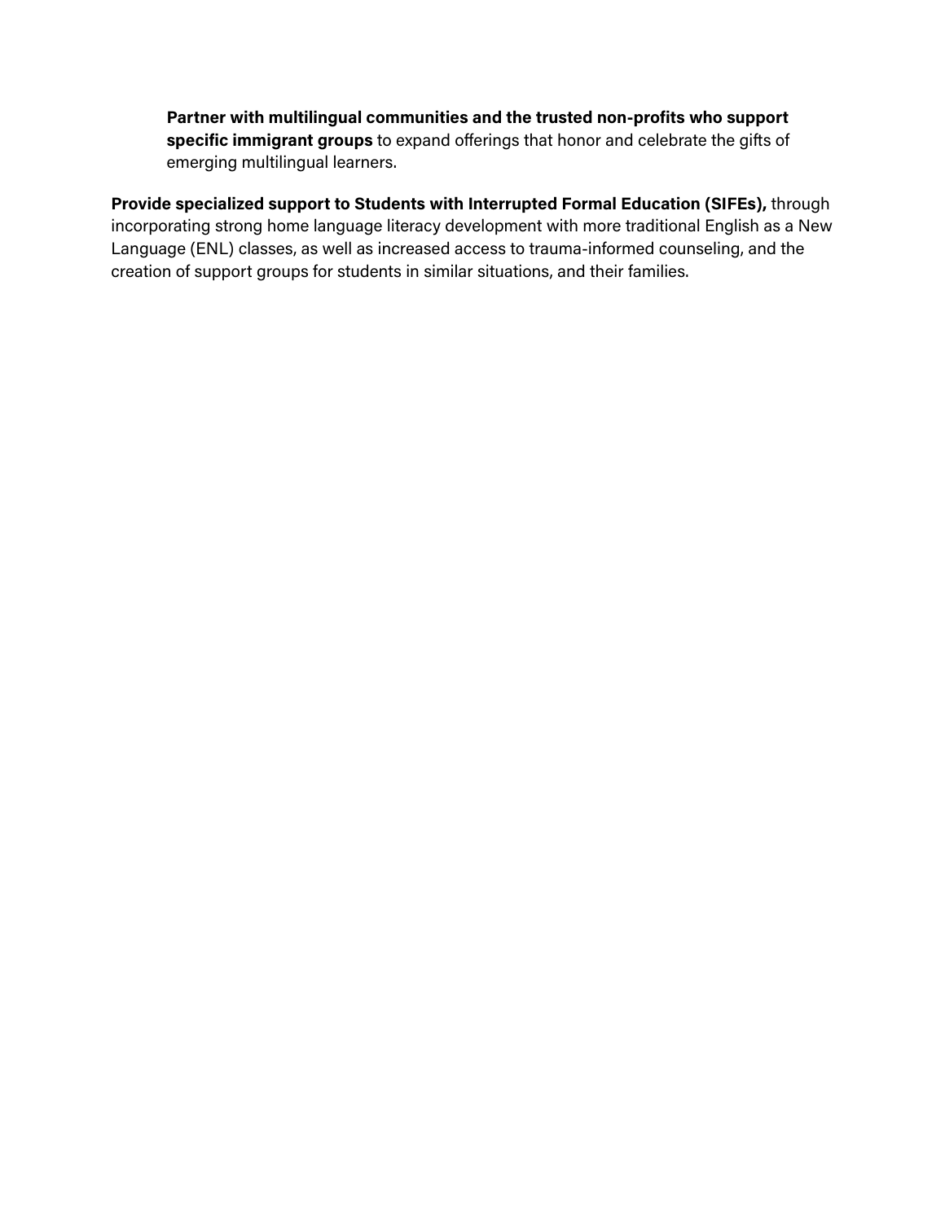- **Partner with multilingual communities and the trusted non-profits who support specific immigrant groups** to expand offerings that honor and celebrate the gifts of emerging multilingual learners.

**Provide specialized support to Students with Interrupted Formal Education (SIFEs),** through incorporating strong home language literacy development with more traditional English as a New Language (ENL) classes, as well as increased access to trauma-informed counseling, and the creation of support groups for students in similar situations, and their families.